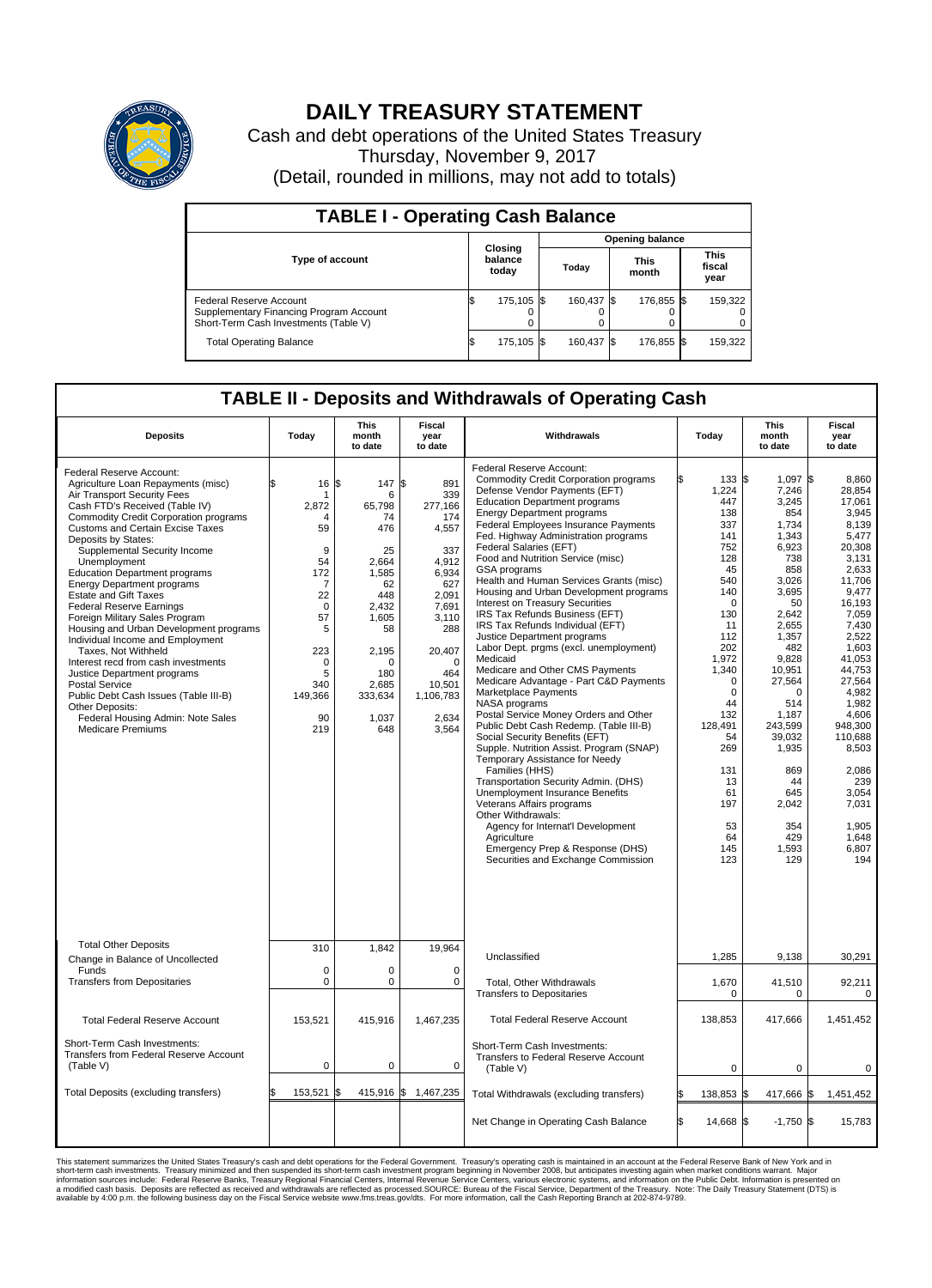# DAILY TREASURY STATEMENT

Cash and debt operations of the United States Treasury

Thursday, November 9, 2017

(Detail, rounded in millions, may not add to totals)

## TABLE I - Operating Cash Balance

| Type of account | Closing balance today | Opening balance Today | Opening balance This month | Opening balance This fiscal year |
|---|---|---|---|---|
| Federal Reserve Account | $ 175,105 | $ 160,437 | $ 176,855 | $ 159,322 |
| Supplementary Financing Program Account | 0 | 0 | 0 | 0 |
| Short-Term Cash Investments (Table V) | 0 | 0 | 0 | 0 |
| Total Operating Balance | $ 175,105 | $ 160,437 | $ 176,855 | $ 159,322 |

## TABLE II - Deposits and Withdrawals of Operating Cash

| Deposits | Today | This month to date | Fiscal year to date | Withdrawals | Today | This month to date | Fiscal year to date |
|---|---|---|---|---|---|---|---|
| Federal Reserve Account: | | | | Federal Reserve Account: | | | |
| Agriculture Loan Repayments (misc) | $ 16 | $ 147 | $ 891 | Commodity Credit Corporation programs | $ 133 | $ 1,097 | $ 8,860 |
| Air Transport Security Fees | 1 | 6 | 339 | Defense Vendor Payments (EFT) | 1,224 | 7,246 | 28,854 |
| Cash FTD's Received (Table IV) | 2,872 | 65,798 | 277,166 | Education Department programs | 447 | 3,245 | 17,061 |
| Commodity Credit Corporation programs | 4 | 74 | 174 | Energy Department programs | 138 | 854 | 3,945 |
| Customs and Certain Excise Taxes | 59 | 476 | 4,557 | Federal Employees Insurance Payments | 337 | 1,734 | 8,139 |
| Deposits by States: | | | | Fed. Highway Administration programs | 141 | 1,343 | 5,477 |
| Supplemental Security Income | 9 | 25 | 337 | Federal Salaries (EFT) | 752 | 6,923 | 20,308 |
| Unemployment | 54 | 2,664 | 4,912 | Food and Nutrition Service (misc) | 128 | 738 | 3,131 |
| Education Department programs | 172 | 1,585 | 6,934 | GSA programs | 45 | 858 | 2,633 |
| Energy Department programs | 7 | 62 | 627 | Health and Human Services Grants (misc) | 540 | 3,026 | 11,706 |
| Estate and Gift Taxes | 22 | 448 | 2,091 | Housing and Urban Development programs | 140 | 3,695 | 9,477 |
| Federal Reserve Earnings | 0 | 2,432 | 7,691 | Interest on Treasury Securities | 0 | 50 | 16,193 |
| Foreign Military Sales Program | 57 | 1,605 | 3,110 | IRS Tax Refunds Business (EFT) | 130 | 2,642 | 7,059 |
| Housing and Urban Development programs | 5 | 58 | 288 | IRS Tax Refunds Individual (EFT) | 11 | 2,655 | 7,430 |
| Individual Income and Employment Taxes, Not Withheld | 223 | 2,195 | 20,407 | Justice Department programs | 112 | 1,357 | 2,522 |
| Interest recd from cash investments | 0 | 0 | 0 | Labor Dept. prgms (excl. unemployment) | 202 | 482 | 1,603 |
| Justice Department programs | 5 | 180 | 464 | Medicaid | 1,972 | 9,828 | 41,053 |
| Postal Service | 340 | 2,685 | 10,501 | Medicare and Other CMS Payments | 1,340 | 10,951 | 44,753 |
| Public Debt Cash Issues (Table III-B) | 149,366 | 333,634 | 1,106,783 | Medicare Advantage - Part C&D Payments | 0 | 27,564 | 27,564 |
| Other Deposits: | | | | Marketplace Payments | 0 | 0 | 4,982 |
| Federal Housing Admin: Note Sales | 90 | 1,037 | 2,634 | NASA programs | 44 | 514 | 1,982 |
| Medicare Premiums | 219 | 648 | 3,564 | Postal Service Money Orders and Other | 132 | 1,187 | 4,606 |
| | | | | Public Debt Cash Redemp. (Table III-B) | 128,491 | 243,599 | 948,300 |
| | | | | Social Security Benefits (EFT) | 54 | 39,032 | 110,688 |
| | | | | Supple. Nutrition Assist. Program (SNAP) | 269 | 1,935 | 8,503 |
| | | | | Temporary Assistance for Needy Families (HHS) | 131 | 869 | 2,086 |
| | | | | Transportation Security Admin. (DHS) | 13 | 44 | 239 |
| | | | | Unemployment Insurance Benefits | 61 | 645 | 3,054 |
| | | | | Veterans Affairs programs | 197 | 2,042 | 7,031 |
| | | | | Other Withdrawals: | | | |
| | | | | Agency for Internat'l Development | 53 | 354 | 1,905 |
| | | | | Agriculture | 64 | 429 | 1,648 |
| | | | | Emergency Prep & Response (DHS) | 145 | 1,593 | 6,807 |
| | | | | Securities and Exchange Commission | 123 | 129 | 194 |
| Total Other Deposits | 310 | 1,842 | 19,964 | Unclassified | 1,285 | 9,138 | 30,291 |
| Change in Balance of Uncollected Funds | 0 | 0 | 0 | | | | |
| Transfers from Depositaries | 0 | 0 | 0 | Total, Other Withdrawals | 1,670 | 41,510 | 92,211 |
| | | | | Transfers to Depositaries | 0 | 0 | 0 |
| Total Federal Reserve Account | 153,521 | 415,916 | 1,467,235 | Total Federal Reserve Account | 138,853 | 417,666 | 1,451,452 |
| Short-Term Cash Investments: Transfers from Federal Reserve Account (Table V) | 0 | 0 | 0 | Short-Term Cash Investments: Transfers to Federal Reserve Account (Table V) | 0 | 0 | 0 |
| Total Deposits (excluding transfers) | $ 153,521 | $ 415,916 | $ 1,467,235 | Total Withdrawals (excluding transfers) | $ 138,853 | $ 417,666 | $ 1,451,452 |
| | | | | Net Change in Operating Cash Balance | $ 14,668 | $ -1,750 | $ 15,783 |

This statement summarizes the United States Treasury's cash and debt operations for the Federal Government. Treasury's operating cash is maintained in an account at the Federal Reserve Bank of New York and in short-term cash investments. Treasury minimized and then suspended its short-term cash investment program beginning in November 2008, but anticipates resuming it when market conditions warrant. Major information sources include: Federal Reserve Banks, Treasury Regional Financial Centers, Internal Revenue Service Centers, various electronic systems, and information on the Public Debt. Information is presented on a modified cash basis. Deposits are reflected as received and withdrawals are reflected as processed.SOURCE: Bureau of the Fiscal Service, Department of the Treasury. Note: The Daily Treasury Statement (DTS) is available by 4:00 p.m. the following business day on the Fiscal Service website www.fms.treas.gov/dts. For more information, call the Cash Reporting Branch at 202-874-9789.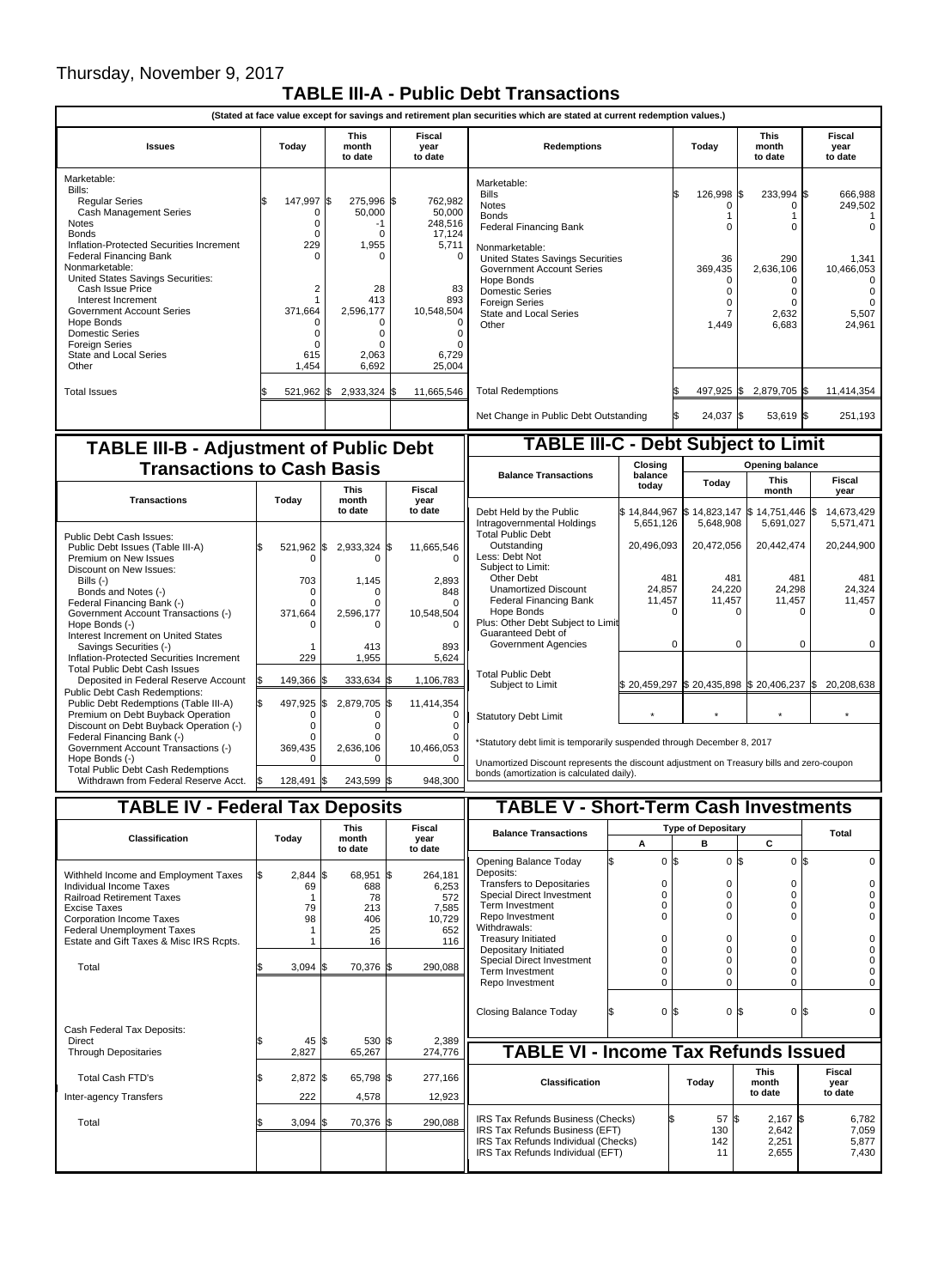Thursday, November 9, 2017

# TABLE III-A - Public Debt Transactions

(Stated at face value except for savings and retirement plan securities which are stated at current redemption values.)

| Issues | Today | This month to date | Fiscal year to date |
|---|---|---|---|
| Marketable: | | | |
| Bills: | | | |
| Regular Series | $ 147,997 | $ 275,996 | $ 762,982 |
| Cash Management Series | 0 | 50,000 | 50,000 |
| Notes | 0 | -1 | 248,516 |
| Bonds | 0 | 0 | 17,124 |
| Inflation-Protected Securities Increment | 229 | 1,955 | 5,711 |
| Federal Financing Bank | 0 | 0 | 0 |
| Nonmarketable: | | | |
| United States Savings Securities: | | | |
| Cash Issue Price | 2 | 28 | 83 |
| Interest Increment | 1 | 413 | 893 |
| Government Account Series | 371,664 | 2,596,177 | 10,548,504 |
| Hope Bonds | 0 | 0 | 0 |
| Domestic Series | 0 | 0 | 0 |
| Foreign Series | 0 | 0 | 0 |
| State and Local Series | 615 | 2,063 | 6,729 |
| Other | 1,454 | 6,692 | 25,004 |
| Total Issues | $ 521,962 | $ 2,933,324 | $ 11,665,546 |

| Redemptions | Today | This month to date | Fiscal year to date |
|---|---|---|---|
| Marketable: | | | |
| Bills | $ 126,998 | $ 233,994 | $ 666,988 |
| Notes | 0 | 0 | 249,502 |
| Bonds | 1 | 1 | 1 |
| Federal Financing Bank | 0 | 0 | 0 |
| Nonmarketable: | | | |
| United States Savings Securities | 36 | 290 | 1,341 |
| Government Account Series | 369,435 | 2,636,106 | 10,466,053 |
| Hope Bonds | 0 | 0 | 0 |
| Domestic Series | 0 | 0 | 0 |
| Foreign Series | 0 | 0 | 0 |
| State and Local Series | 7 | 2,632 | 5,507 |
| Other | 1,449 | 6,683 | 24,961 |
| Total Redemptions | $ 497,925 | $ 2,879,705 | $ 11,414,354 |
| Net Change in Public Debt Outstanding | $ 24,037 | $ 53,619 | $ 251,193 |

# TABLE III-B - Adjustment of Public Debt Transactions to Cash Basis

| Transactions | Today | This month to date | Fiscal year to date |
|---|---|---|---|
| Public Debt Cash Issues: | | | |
| Public Debt Issues (Table III-A) | $ 521,962 | $ 2,933,324 | $ 11,665,546 |
| Premium on New Issues | 0 | 0 | 0 |
| Discount on New Issues: | | | |
| Bills (-) | 703 | 1,145 | 2,893 |
| Bonds and Notes (-) | 0 | 0 | 848 |
| Federal Financing Bank (-) | 0 | 0 | 0 |
| Government Account Transactions (-) | 371,664 | 2,596,177 | 10,548,504 |
| Hope Bonds (-) | 0 | 0 | 0 |
| Interest Increment on United States Savings Securities (-) | 1 | 413 | 893 |
| Inflation-Protected Securities Increment | 229 | 1,955 | 5,624 |
| Total Public Debt Cash Issues Deposited in Federal Reserve Account | $ 149,366 | $ 333,634 | $ 1,106,783 |
| Public Debt Cash Redemptions: | | | |
| Public Debt Redemptions (Table III-A) | $ 497,925 | $ 2,879,705 | $ 11,414,354 |
| Premium on Debt Buyback Operation | 0 | 0 | 0 |
| Discount on Debt Buyback Operation (-) | 0 | 0 | 0 |
| Federal Financing Bank (-) | 0 | 0 | 0 |
| Government Account Transactions (-) | 369,435 | 2,636,106 | 10,466,053 |
| Hope Bonds (-) | 0 | 0 | 0 |
| Total Public Debt Cash Redemptions Withdrawn from Federal Reserve Acct. | $ 128,491 | $ 243,599 | $ 948,300 |

# TABLE III-C - Debt Subject to Limit

| Balance Transactions | Closing balance today | Opening balance Today | Opening balance This month | Opening balance Fiscal year |
|---|---|---|---|---|
| Debt Held by the Public | $ 14,844,967 | $ 14,823,147 | $ 14,751,446 | $ 14,673,429 |
| Intragovernmental Holdings | 5,651,126 | 5,648,908 | 5,691,027 | 5,571,471 |
| Total Public Debt Outstanding | 20,496,093 | 20,472,056 | 20,442,474 | 20,244,900 |
| Less: Debt Not Subject to Limit: | | | | |
| Other Debt | 481 | 481 | 481 | 481 |
| Unamortized Discount | 24,857 | 24,220 | 24,298 | 24,324 |
| Federal Financing Bank | 11,457 | 11,457 | 11,457 | 11,457 |
| Hope Bonds | 0 | 0 | 0 | 0 |
| Plus: Other Debt Subject to Limit | | | | |
| Guaranteed Debt of Government Agencies | 0 | 0 | 0 | 0 |
| Total Public Debt Subject to Limit | $ 20,459,297 | $ 20,435,898 | $ 20,406,237 | $ 20,208,638 |
| Statutory Debt Limit | * | * | * | * |

*Statutory debt limit is temporarily suspended through December 8, 2017

Unamortized Discount represents the discount adjustment on Treasury bills and zero-coupon bonds (amortization is calculated daily).

# TABLE IV - Federal Tax Deposits

| Classification | Today | This month to date | Fiscal year to date |
|---|---|---|---|
| Withheld Income and Employment Taxes | $ 2,844 | $ 68,951 | $ 264,181 |
| Individual Income Taxes | 69 | 688 | 6,253 |
| Railroad Retirement Taxes | 1 | 78 | 572 |
| Excise Taxes | 79 | 213 | 7,585 |
| Corporation Income Taxes | 98 | 406 | 10,729 |
| Federal Unemployment Taxes | 1 | 25 | 652 |
| Estate and Gift Taxes & Misc IRS Rcpts. | 1 | 16 | 116 |
| Total | $ 3,094 | $ 70,376 | $ 290,088 |
| Cash Federal Tax Deposits: | | | |
| Direct | $ 45 | $ 530 | $ 2,389 |
| Through Depositaries | 2,827 | 65,267 | 274,776 |
| Total Cash FTD's | $ 2,872 | $ 65,798 | $ 277,166 |
| Inter-agency Transfers | 222 | 4,578 | 12,923 |
| Total | $ 3,094 | $ 70,376 | $ 290,088 |

# TABLE V - Short-Term Cash Investments

| Balance Transactions | Type of Depositary A | Type of Depositary B | Type of Depositary C | Total |
|---|---|---|---|---|
| Opening Balance Today | $ 0 | $ 0 | $ 0 | $ 0 |
| Deposits: | | | | |
| Transfers to Depositaries | 0 | 0 | 0 | 0 |
| Special Direct Investment | 0 | 0 | 0 | 0 |
| Term Investment | 0 | 0 | 0 | 0 |
| Repo Investment | 0 | 0 | 0 | 0 |
| Withdrawals: | | | | |
| Treasury Initiated | 0 | 0 | 0 | 0 |
| Depositary Initiated | 0 | 0 | 0 | 0 |
| Special Direct Investment | 0 | 0 | 0 | 0 |
| Term Investment | 0 | 0 | 0 | 0 |
| Repo Investment | 0 | 0 | 0 | 0 |
| Closing Balance Today | $ 0 | $ 0 | $ 0 | $ 0 |

# TABLE VI - Income Tax Refunds Issued

| Classification | Today | This month to date | Fiscal year to date |
|---|---|---|---|
| IRS Tax Refunds Business (Checks) | $ 57 | $ 2,167 | $ 6,782 |
| IRS Tax Refunds Business (EFT) | 130 | 2,642 | 7,059 |
| IRS Tax Refunds Individual (Checks) | 142 | 2,251 | 5,877 |
| IRS Tax Refunds Individual (EFT) | 11 | 2,655 | 7,430 |